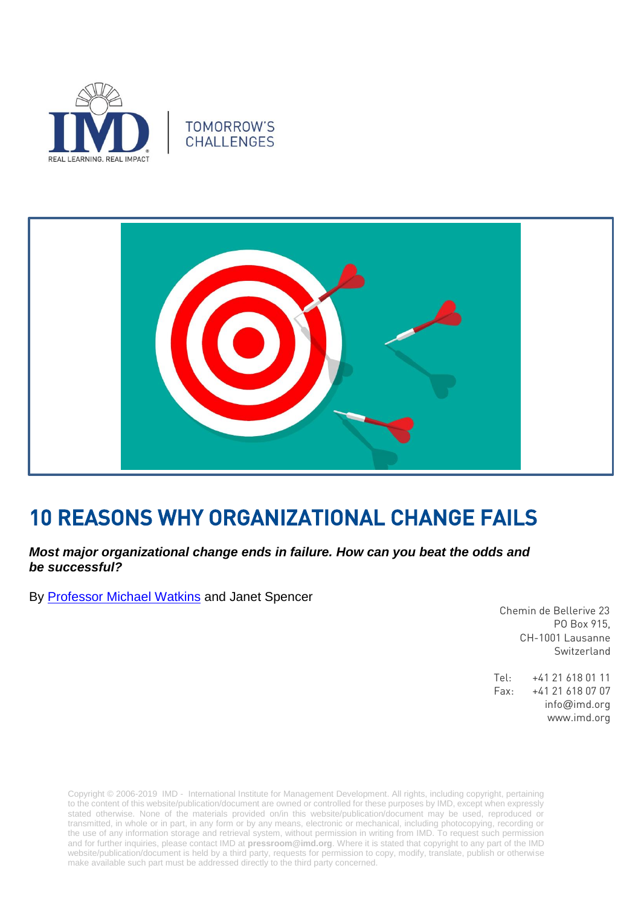TOMORROW'S CHALLENGES

# 10 REASONS WHY ORGANIZATIONAL CHANGE FAILS

***Most major organizational change ends in failure. How can you beat the odds and be successful?***

By [Professor Michael Watkins]() and Janet Spencer

Chemin de Bellerive 23
PO Box 915,
CH-1001 Lausanne
Switzerland

Tel: +41 21 618 01 11
Fax: +41 21 618 07 07
info@imd.org
www.imd.org

Copyright © 2006-2019 IMD - International Institute for Management Development. All rights, including copyright, pertaining to the content of this website/publication/document are owned or controlled for these purposes by IMD, except when expressly stated otherwise. None of the materials provided on/in this website/publication/document may be used, reproduced or transmitted, in whole or in part, in any form or by any means, electronic or mechanical, including photocopying, recording or the use of any information storage and retrieval system, without permission in writing from IMD. To request such permission and for further inquiries, please contact IMD at **pressroom@imd.org**. Where it is stated that copyright to any part of the IMD website/publication/document is held by a third party, requests for permission to copy, modify, translate, publish or otherwise make available such part must be addressed directly to the third party concerned.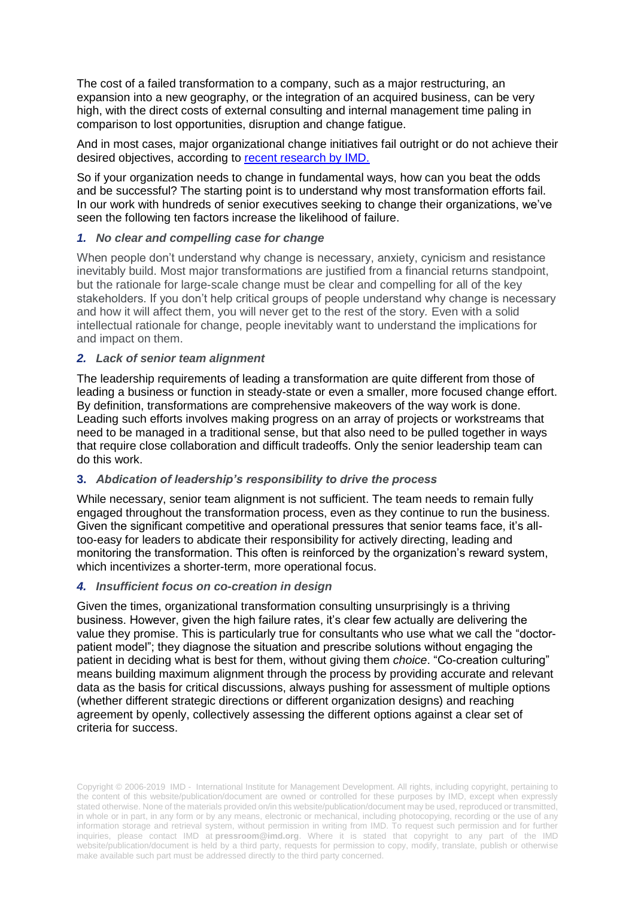The cost of a failed transformation to a company, such as a major restructuring, an expansion into a new geography, or the integration of an acquired business, can be very high, with the direct costs of external consulting and internal management time paling in comparison to lost opportunities, disruption and change fatigue.

And in most cases, major organizational change initiatives fail outright or do not achieve their desired objectives, according to [recent research by IMD.]

So if your organization needs to change in fundamental ways, how can you beat the odds and be successful? The starting point is to understand why most transformation efforts fail. In our work with hundreds of senior executives seeking to change their organizations, we've seen the following ten factors increase the likelihood of failure.

### *1. No clear and compelling case for change*

When people don't understand why change is necessary, anxiety, cynicism and resistance inevitably build. Most major transformations are justified from a financial returns standpoint, but the rationale for large-scale change must be clear and compelling for all of the key stakeholders. If you don't help critical groups of people understand why change is necessary and how it will affect them, you will never get to the rest of the story. Even with a solid intellectual rationale for change, people inevitably want to understand the implications for and impact on them.

### *2. Lack of senior team alignment*

The leadership requirements of leading a transformation are quite different from those of leading a business or function in steady-state or even a smaller, more focused change effort. By definition, transformations are comprehensive makeovers of the way work is done. Leading such efforts involves making progress on an array of projects or workstreams that need to be managed in a traditional sense, but that also need to be pulled together in ways that require close collaboration and difficult tradeoffs. Only the senior leadership team can do this work.

### 3. *Abdication of leadership's responsibility to drive the process*

While necessary, senior team alignment is not sufficient. The team needs to remain fully engaged throughout the transformation process, even as they continue to run the business. Given the significant competitive and operational pressures that senior teams face, it's all-too-easy for leaders to abdicate their responsibility for actively directing, leading and monitoring the transformation. This often is reinforced by the organization's reward system, which incentivizes a shorter-term, more operational focus.

### *4. Insufficient focus on co-creation in design*

Given the times, organizational transformation consulting unsurprisingly is a thriving business. However, given the high failure rates, it's clear few actually are delivering the value they promise. This is particularly true for consultants who use what we call the "doctor-patient model"; they diagnose the situation and prescribe solutions without engaging the patient in deciding what is best for them, without giving them *choice*. "Co-creation culturing" means building maximum alignment through the process by providing accurate and relevant data as the basis for critical discussions, always pushing for assessment of multiple options (whether different strategic directions or different organization designs) and reaching agreement by openly, collectively assessing the different options against a clear set of criteria for success.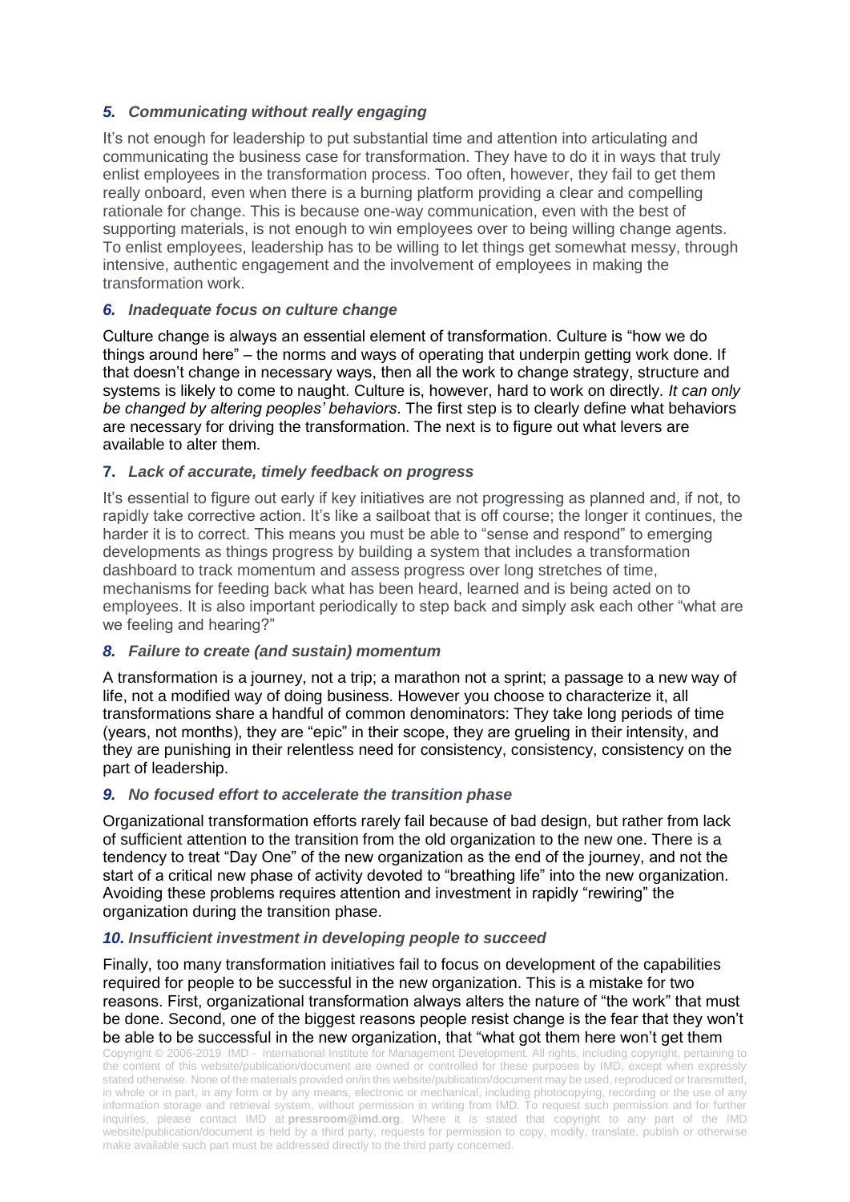### *5. Communicating without really engaging*

It's not enough for leadership to put substantial time and attention into articulating and communicating the business case for transformation. They have to do it in ways that truly enlist employees in the transformation process. Too often, however, they fail to get them really onboard, even when there is a burning platform providing a clear and compelling rationale for change. This is because one-way communication, even with the best of supporting materials, is not enough to win employees over to being willing change agents. To enlist employees, leadership has to be willing to let things get somewhat messy, through intensive, authentic engagement and the involvement of employees in making the transformation work.

### *6. Inadequate focus on culture change*

Culture change is always an essential element of transformation. Culture is "how we do things around here" – the norms and ways of operating that underpin getting work done. If that doesn't change in necessary ways, then all the work to change strategy, structure and systems is likely to come to naught. Culture is, however, hard to work on directly. *It can only be changed by altering peoples' behaviors*. The first step is to clearly define what behaviors are necessary for driving the transformation. The next is to figure out what levers are available to alter them.

### 7. *Lack of accurate, timely feedback on progress*

It's essential to figure out early if key initiatives are not progressing as planned and, if not, to rapidly take corrective action. It's like a sailboat that is off course; the longer it continues, the harder it is to correct. This means you must be able to "sense and respond" to emerging developments as things progress by building a system that includes a transformation dashboard to track momentum and assess progress over long stretches of time, mechanisms for feeding back what has been heard, learned and is being acted on to employees. It is also important periodically to step back and simply ask each other "what are we feeling and hearing?"

### *8. Failure to create (and sustain) momentum*

A transformation is a journey, not a trip; a marathon not a sprint; a passage to a new way of life, not a modified way of doing business. However you choose to characterize it, all transformations share a handful of common denominators: They take long periods of time (years, not months), they are "epic" in their scope, they are grueling in their intensity, and they are punishing in their relentless need for consistency, consistency, consistency on the part of leadership.

### *9. No focused effort to accelerate the transition phase*

Organizational transformation efforts rarely fail because of bad design, but rather from lack of sufficient attention to the transition from the old organization to the new one. There is a tendency to treat "Day One" of the new organization as the end of the journey, and not the start of a critical new phase of activity devoted to "breathing life" into the new organization. Avoiding these problems requires attention and investment in rapidly "rewiring" the organization during the transition phase.

### *10. Insufficient investment in developing people to succeed*

Finally, too many transformation initiatives fail to focus on development of the capabilities required for people to be successful in the new organization. This is a mistake for two reasons. First, organizational transformation always alters the nature of "the work" that must be done. Second, one of the biggest reasons people resist change is the fear that they won't be able to be successful in the new organization, that "what got them here won't get them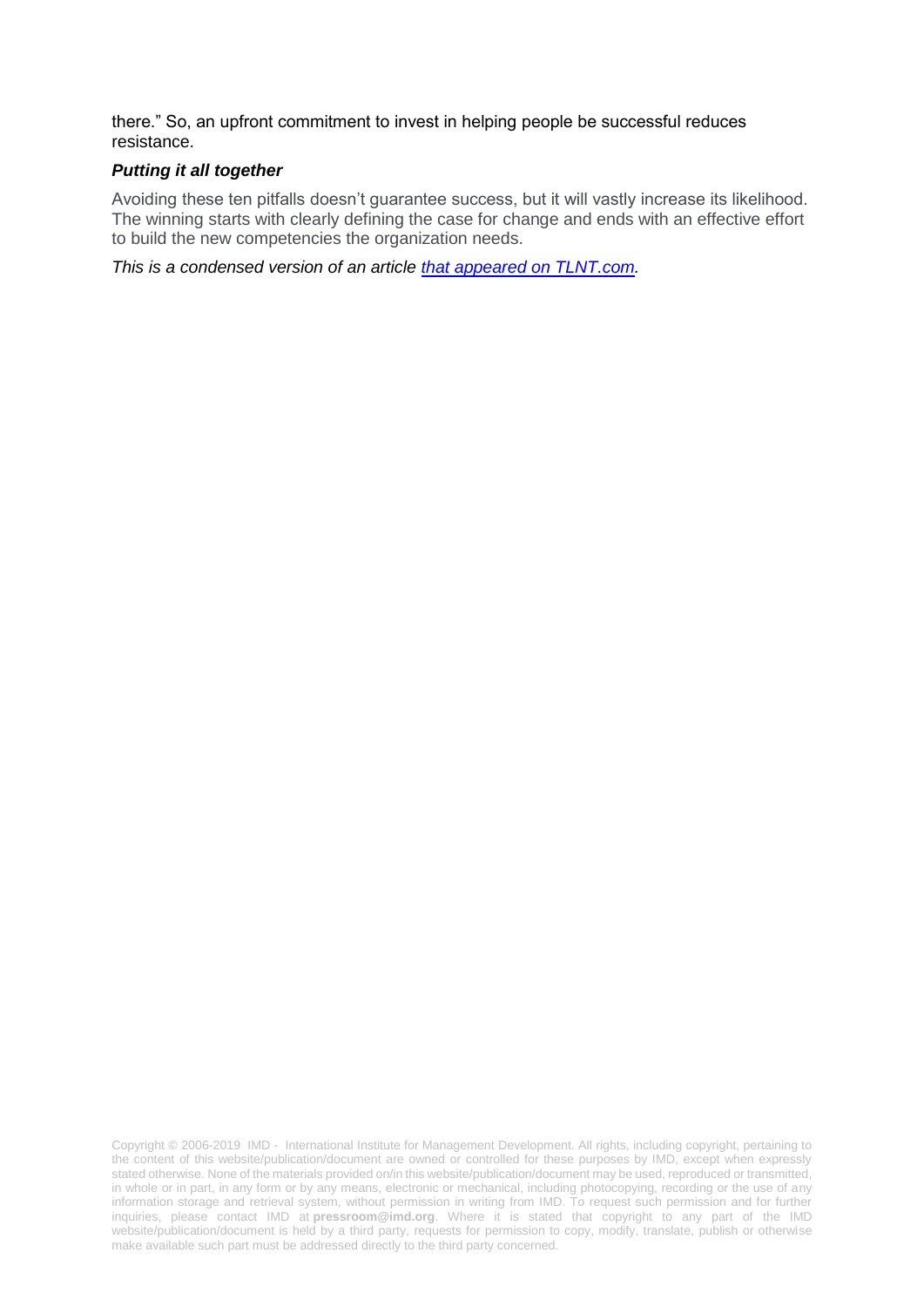there." So, an upfront commitment to invest in helping people be successful reduces resistance.

### *Putting it all together*

Avoiding these ten pitfalls doesn't guarantee success, but it will vastly increase its likelihood. The winning starts with clearly defining the case for change and ends with an effective effort to build the new competencies the organization needs.

*This is a condensed version of an article [that appeared on TLNT.com](that appeared on TLNT.com).*

Copyright © 2006-2019 IMD - International Institute for Management Development. All rights, including copyright, pertaining to the content of this website/publication/document are owned or controlled for these purposes by IMD, except when expressly stated otherwise. None of the materials provided on/in this website/publication/document may be used, reproduced or transmitted, in whole or in part, in any form or by any means, electronic or mechanical, including photocopying, recording or the use of any information storage and retrieval system, without permission in writing from IMD. To request such permission and for further inquiries, please contact IMD at **pressroom@imd.org**. Where it is stated that copyright to any part of the IMD website/publication/document is held by a third party, requests for permission to copy, modify, translate, publish or otherwise make available such part must be addressed directly to the third party concerned.